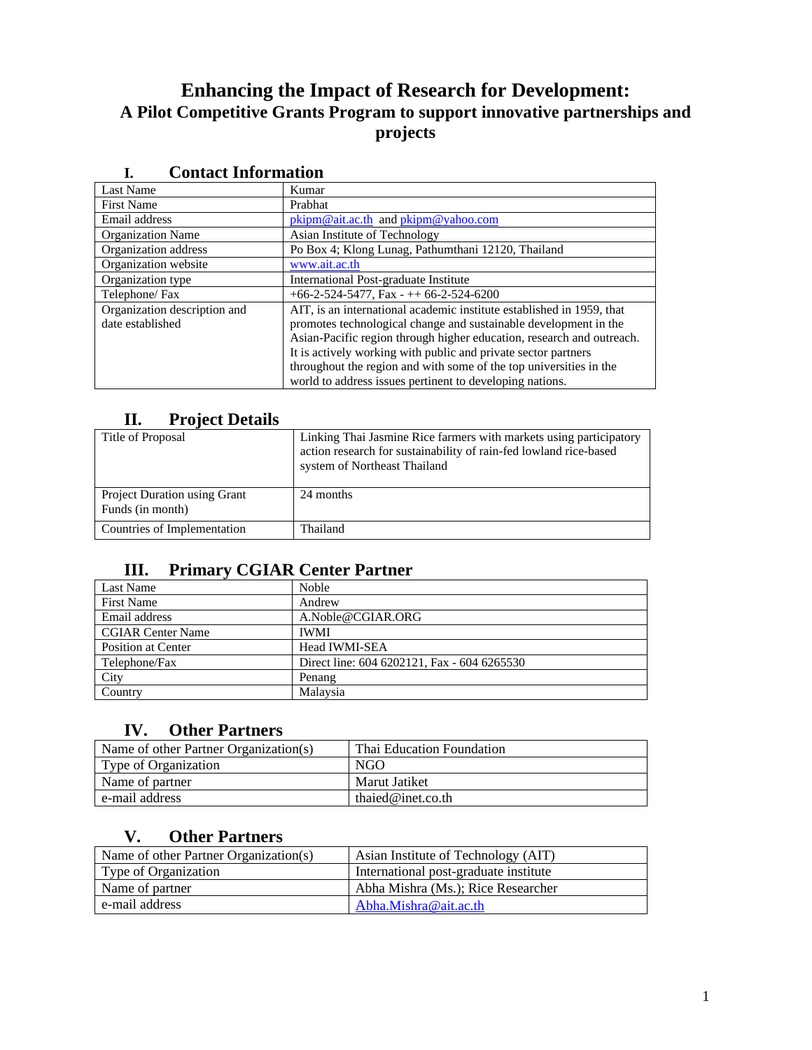# Enhancing the Impact of Research for Development:
## A Pilot Competitive Grants Program to support innovative partnerships and projects

## I. Contact Information

| | |
|---|---|
| Last Name | Kumar |
| First Name | Prabhat |
| Email address | pkipm@ait.ac.th and pkipm@yahoo.com |
| Organization Name | Asian Institute of Technology |
| Organization address | Po Box 4; Klong Lunag, Pathumthani 12120, Thailand |
| Organization website | www.ait.ac.th |
| Organization type | International Post-graduate Institute |
| Telephone/ Fax | +66-2-524-5477, Fax - ++ 66-2-524-6200 |
| Organization description and date established | AIT, is an international academic institute established in 1959, that promotes technological change and sustainable development in the Asian-Pacific region through higher education, research and outreach. It is actively working with public and private sector partners throughout the region and with some of the top universities in the world to address issues pertinent to developing nations. |

## II. Project Details

| | |
|---|---|
| Title of Proposal | Linking Thai Jasmine Rice farmers with markets using participatory action research for sustainability of rain-fed lowland rice-based system of Northeast Thailand |
| Project Duration using Grant Funds (in month) | 24 months |
| Countries of Implementation | Thailand |

## III. Primary CGIAR Center Partner

| | |
|---|---|
| Last Name | Noble |
| First Name | Andrew |
| Email address | A.Noble@CGIAR.ORG |
| CGIAR Center Name | IWMI |
| Position at Center | Head IWMI-SEA |
| Telephone/Fax | Direct line: 604 6202121, Fax - 604 6265530 |
| City | Penang |
| Country | Malaysia |

## IV. Other Partners

| | |
|---|---|
| Name of other Partner Organization(s) | Thai Education Foundation |
| Type of Organization | NGO |
| Name of partner | Marut Jatiket |
| e-mail address | thaied@inet.co.th |

## V. Other Partners

| | |
|---|---|
| Name of other Partner Organization(s) | Asian Institute of Technology (AIT) |
| Type of Organization | International post-graduate institute |
| Name of partner | Abha Mishra (Ms.); Rice Researcher |
| e-mail address | Abha.Mishra@ait.ac.th |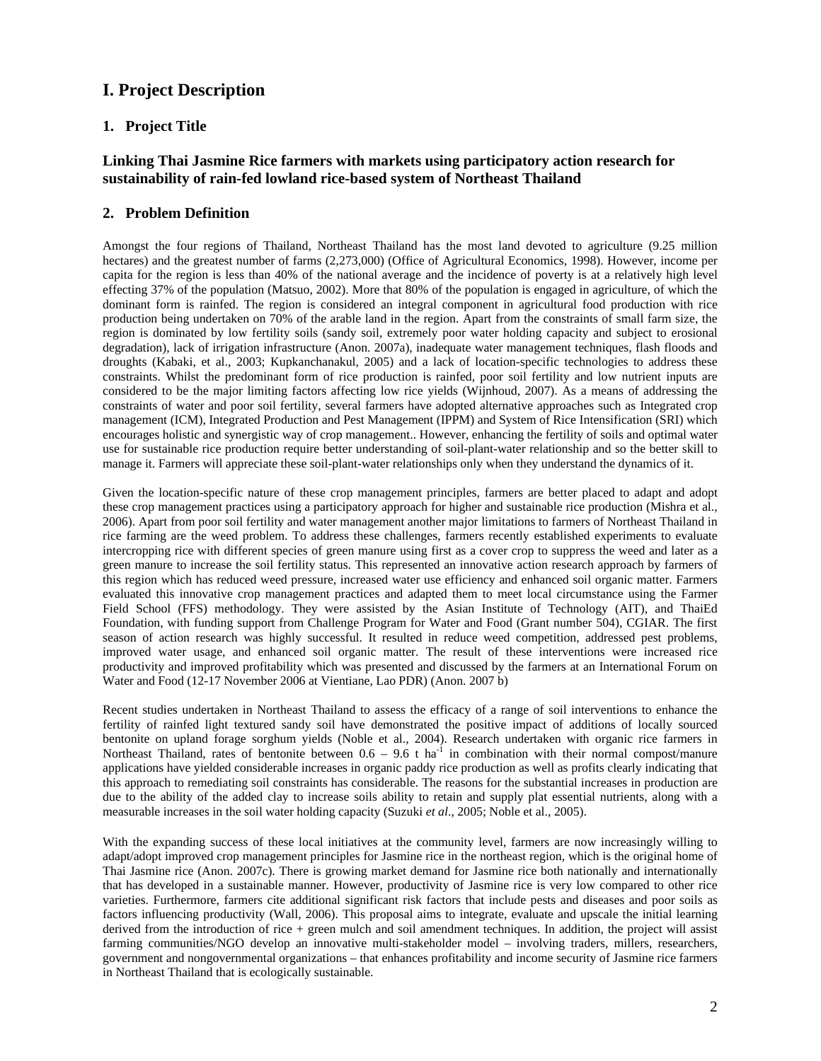# I. Project Description

## 1. Project Title

### Linking Thai Jasmine Rice farmers with markets using participatory action research for sustainability of rain-fed lowland rice-based system of Northeast Thailand

## 2. Problem Definition

Amongst the four regions of Thailand, Northeast Thailand has the most land devoted to agriculture (9.25 million hectares) and the greatest number of farms (2,273,000) (Office of Agricultural Economics, 1998). However, income per capita for the region is less than 40% of the national average and the incidence of poverty is at a relatively high level effecting 37% of the population (Matsuo, 2002). More that 80% of the population is engaged in agriculture, of which the dominant form is rainfed. The region is considered an integral component in agricultural food production with rice production being undertaken on 70% of the arable land in the region. Apart from the constraints of small farm size, the region is dominated by low fertility soils (sandy soil, extremely poor water holding capacity and subject to erosional degradation), lack of irrigation infrastructure (Anon. 2007a), inadequate water management techniques, flash floods and droughts (Kabaki, et al., 2003; Kupkanchanakul, 2005) and a lack of location-specific technologies to address these constraints. Whilst the predominant form of rice production is rainfed, poor soil fertility and low nutrient inputs are considered to be the major limiting factors affecting low rice yields (Wijnhoud, 2007). As a means of addressing the constraints of water and poor soil fertility, several farmers have adopted alternative approaches such as Integrated crop management (ICM), Integrated Production and Pest Management (IPPM) and System of Rice Intensification (SRI) which encourages holistic and synergistic way of crop management.. However, enhancing the fertility of soils and optimal water use for sustainable rice production require better understanding of soil-plant-water relationship and so the better skill to manage it. Farmers will appreciate these soil-plant-water relationships only when they understand the dynamics of it.

Given the location-specific nature of these crop management principles, farmers are better placed to adapt and adopt these crop management practices using a participatory approach for higher and sustainable rice production (Mishra et al., 2006). Apart from poor soil fertility and water management another major limitations to farmers of Northeast Thailand in rice farming are the weed problem. To address these challenges, farmers recently established experiments to evaluate intercropping rice with different species of green manure using first as a cover crop to suppress the weed and later as a green manure to increase the soil fertility status. This represented an innovative action research approach by farmers of this region which has reduced weed pressure, increased water use efficiency and enhanced soil organic matter. Farmers evaluated this innovative crop management practices and adapted them to meet local circumstance using the Farmer Field School (FFS) methodology. They were assisted by the Asian Institute of Technology (AIT), and ThaiEd Foundation, with funding support from Challenge Program for Water and Food (Grant number 504), CGIAR. The first season of action research was highly successful. It resulted in reduce weed competition, addressed pest problems, improved water usage, and enhanced soil organic matter. The result of these interventions were increased rice productivity and improved profitability which was presented and discussed by the farmers at an International Forum on Water and Food (12-17 November 2006 at Vientiane, Lao PDR) (Anon. 2007 b)

Recent studies undertaken in Northeast Thailand to assess the efficacy of a range of soil interventions to enhance the fertility of rainfed light textured sandy soil have demonstrated the positive impact of additions of locally sourced bentonite on upland forage sorghum yields (Noble et al., 2004). Research undertaken with organic rice farmers in Northeast Thailand, rates of bentonite between 0.6 – 9.6 t ha$^{-1}$ in combination with their normal compost/manure applications have yielded considerable increases in organic paddy rice production as well as profits clearly indicating that this approach to remediating soil constraints has considerable. The reasons for the substantial increases in production are due to the ability of the added clay to increase soils ability to retain and supply plat essential nutrients, along with a measurable increases in the soil water holding capacity (Suzuki *et al*., 2005; Noble et al., 2005).

With the expanding success of these local initiatives at the community level, farmers are now increasingly willing to adapt/adopt improved crop management principles for Jasmine rice in the northeast region, which is the original home of Thai Jasmine rice (Anon. 2007c). There is growing market demand for Jasmine rice both nationally and internationally that has developed in a sustainable manner. However, productivity of Jasmine rice is very low compared to other rice varieties. Furthermore, farmers cite additional significant risk factors that include pests and diseases and poor soils as factors influencing productivity (Wall, 2006). This proposal aims to integrate, evaluate and upscale the initial learning derived from the introduction of rice + green mulch and soil amendment techniques. In addition, the project will assist farming communities/NGO develop an innovative multi-stakeholder model – involving traders, millers, researchers, government and nongovernmental organizations – that enhances profitability and income security of Jasmine rice farmers in Northeast Thailand that is ecologically sustainable.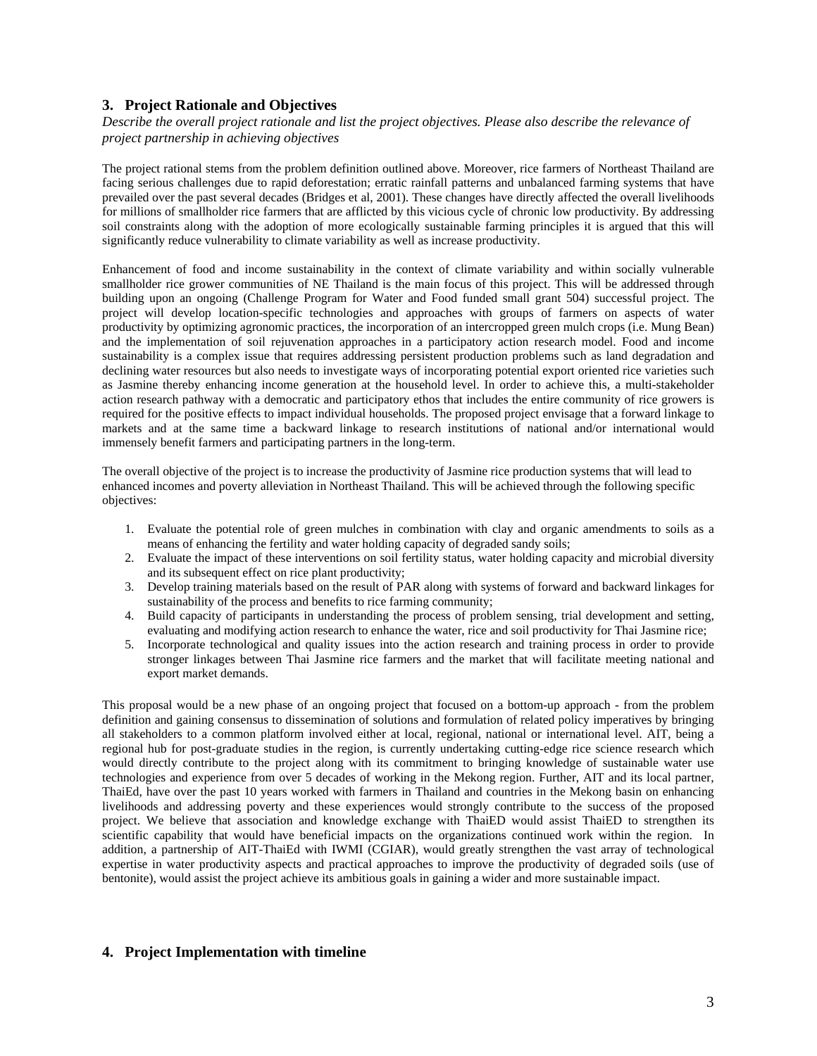## 3. Project Rationale and Objectives

*Describe the overall project rationale and list the project objectives. Please also describe the relevance of project partnership in achieving objectives*

The project rational stems from the problem definition outlined above. Moreover, rice farmers of Northeast Thailand are facing serious challenges due to rapid deforestation; erratic rainfall patterns and unbalanced farming systems that have prevailed over the past several decades (Bridges et al, 2001). These changes have directly affected the overall livelihoods for millions of smallholder rice farmers that are afflicted by this vicious cycle of chronic low productivity. By addressing soil constraints along with the adoption of more ecologically sustainable farming principles it is argued that this will significantly reduce vulnerability to climate variability as well as increase productivity.

Enhancement of food and income sustainability in the context of climate variability and within socially vulnerable smallholder rice grower communities of NE Thailand is the main focus of this project. This will be addressed through building upon an ongoing (Challenge Program for Water and Food funded small grant 504) successful project. The project will develop location-specific technologies and approaches with groups of farmers on aspects of water productivity by optimizing agronomic practices, the incorporation of an intercropped green mulch crops (i.e. Mung Bean) and the implementation of soil rejuvenation approaches in a participatory action research model. Food and income sustainability is a complex issue that requires addressing persistent production problems such as land degradation and declining water resources but also needs to investigate ways of incorporating potential export oriented rice varieties such as Jasmine thereby enhancing income generation at the household level. In order to achieve this, a multi-stakeholder action research pathway with a democratic and participatory ethos that includes the entire community of rice growers is required for the positive effects to impact individual households. The proposed project envisage that a forward linkage to markets and at the same time a backward linkage to research institutions of national and/or international would immensely benefit farmers and participating partners in the long-term.

The overall objective of the project is to increase the productivity of Jasmine rice production systems that will lead to enhanced incomes and poverty alleviation in Northeast Thailand. This will be achieved through the following specific objectives:

1. Evaluate the potential role of green mulches in combination with clay and organic amendments to soils as a means of enhancing the fertility and water holding capacity of degraded sandy soils;
2. Evaluate the impact of these interventions on soil fertility status, water holding capacity and microbial diversity and its subsequent effect on rice plant productivity;
3. Develop training materials based on the result of PAR along with systems of forward and backward linkages for sustainability of the process and benefits to rice farming community;
4. Build capacity of participants in understanding the process of problem sensing, trial development and setting, evaluating and modifying action research to enhance the water, rice and soil productivity for Thai Jasmine rice;
5. Incorporate technological and quality issues into the action research and training process in order to provide stronger linkages between Thai Jasmine rice farmers and the market that will facilitate meeting national and export market demands.

This proposal would be a new phase of an ongoing project that focused on a bottom-up approach - from the problem definition and gaining consensus to dissemination of solutions and formulation of related policy imperatives by bringing all stakeholders to a common platform involved either at local, regional, national or international level. AIT, being a regional hub for post-graduate studies in the region, is currently undertaking cutting-edge rice science research which would directly contribute to the project along with its commitment to bringing knowledge of sustainable water use technologies and experience from over 5 decades of working in the Mekong region. Further, AIT and its local partner, ThaiEd, have over the past 10 years worked with farmers in Thailand and countries in the Mekong basin on enhancing livelihoods and addressing poverty and these experiences would strongly contribute to the success of the proposed project. We believe that association and knowledge exchange with ThaiED would assist ThaiED to strengthen its scientific capability that would have beneficial impacts on the organizations continued work within the region. In addition, a partnership of AIT-ThaiEd with IWMI (CGIAR), would greatly strengthen the vast array of technological expertise in water productivity aspects and practical approaches to improve the productivity of degraded soils (use of bentonite), would assist the project achieve its ambitious goals in gaining a wider and more sustainable impact.

## 4. Project Implementation with timeline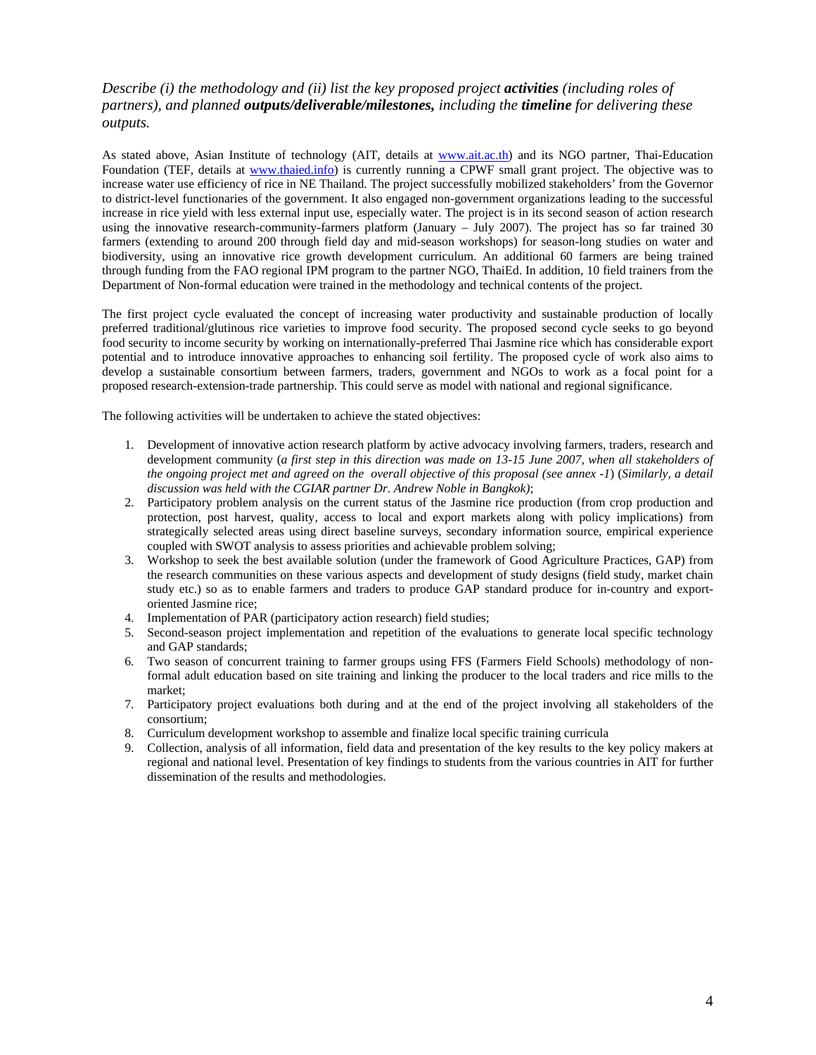*Describe (i) the methodology and (ii) list the key proposed project* ***activities*** *(including roles of partners), and planned* ***outputs/deliverable/milestones,*** *including the* ***timeline*** *for delivering these outputs.*

As stated above, Asian Institute of technology (AIT, details at www.ait.ac.th) and its NGO partner, Thai-Education Foundation (TEF, details at www.thaied.info) is currently running a CPWF small grant project. The objective was to increase water use efficiency of rice in NE Thailand. The project successfully mobilized stakeholders' from the Governor to district-level functionaries of the government. It also engaged non-government organizations leading to the successful increase in rice yield with less external input use, especially water. The project is in its second season of action research using the innovative research-community-farmers platform (January – July 2007). The project has so far trained 30 farmers (extending to around 200 through field day and mid-season workshops) for season-long studies on water and biodiversity, using an innovative rice growth development curriculum. An additional 60 farmers are being trained through funding from the FAO regional IPM program to the partner NGO, ThaiEd. In addition, 10 field trainers from the Department of Non-formal education were trained in the methodology and technical contents of the project.

The first project cycle evaluated the concept of increasing water productivity and sustainable production of locally preferred traditional/glutinous rice varieties to improve food security. The proposed second cycle seeks to go beyond food security to income security by working on internationally-preferred Thai Jasmine rice which has considerable export potential and to introduce innovative approaches to enhancing soil fertility. The proposed cycle of work also aims to develop a sustainable consortium between farmers, traders, government and NGOs to work as a focal point for a proposed research-extension-trade partnership. This could serve as model with national and regional significance.

The following activities will be undertaken to achieve the stated objectives:

1. Development of innovative action research platform by active advocacy involving farmers, traders, research and development community (*a first step in this direction was made on 13-15 June 2007, when all stakeholders of the ongoing project met and agreed on the overall objective of this proposal (see annex -1*) (*Similarly, a detail discussion was held with the CGIAR partner Dr. Andrew Noble in Bangkok)*;
2. Participatory problem analysis on the current status of the Jasmine rice production (from crop production and protection, post harvest, quality, access to local and export markets along with policy implications) from strategically selected areas using direct baseline surveys, secondary information source, empirical experience coupled with SWOT analysis to assess priorities and achievable problem solving;
3. Workshop to seek the best available solution (under the framework of Good Agriculture Practices, GAP) from the research communities on these various aspects and development of study designs (field study, market chain study etc.) so as to enable farmers and traders to produce GAP standard produce for in-country and export-oriented Jasmine rice;
4. Implementation of PAR (participatory action research) field studies;
5. Second-season project implementation and repetition of the evaluations to generate local specific technology and GAP standards;
6. Two season of concurrent training to farmer groups using FFS (Farmers Field Schools) methodology of non-formal adult education based on site training and linking the producer to the local traders and rice mills to the market;
7. Participatory project evaluations both during and at the end of the project involving all stakeholders of the consortium;
8. Curriculum development workshop to assemble and finalize local specific training curricula
9. Collection, analysis of all information, field data and presentation of the key results to the key policy makers at regional and national level. Presentation of key findings to students from the various countries in AIT for further dissemination of the results and methodologies.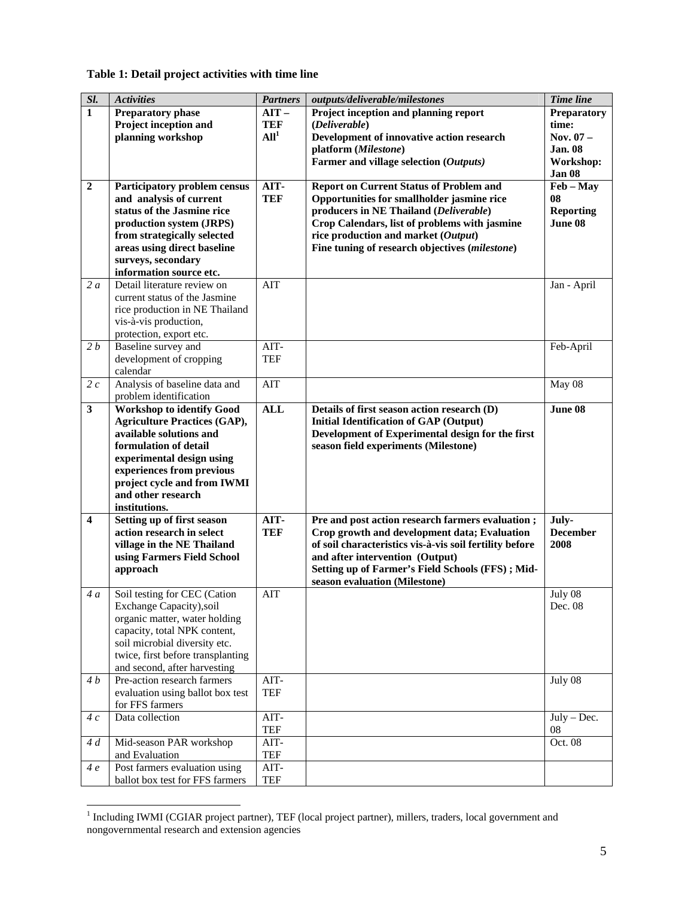**Table 1: Detail project activities with time line**

| *Sl.* | *Activities* | *Partners* | *outputs/deliverable/milestones* | *Time line* |
|---|---|---|---|---|
| **1** | **Preparatory phase Project inception and planning workshop** | **AIT – TEF All[1]** | **Project inception and planning report (*Deliverable*) Development of innovative action research platform (*Milestone*) Farmer and village selection (*Outputs*)** | **Preparatory time: Nov. 07 – Jan. 08 Workshop: Jan 08** |
| **2** | **Participatory problem census and analysis of current status of the Jasmine rice production system (JRPS) from strategically selected areas using direct baseline surveys, secondary information source etc.** | **AIT-TEF** | **Report on Current Status of Problem and Opportunities for smallholder jasmine rice producers in NE Thailand (*Deliverable*) Crop Calendars, list of problems with jasmine rice production and market (*Output*) Fine tuning of research objectives (*milestone*)** | **Feb – May 08 Reporting June 08** |
| *2 a* | Detail literature review on current status of the Jasmine rice production in NE Thailand vis-à-vis production, protection, export etc. | AIT | | Jan - April |
| *2 b* | Baseline survey and development of cropping calendar | AIT-TEF | | Feb-April |
| *2 c* | Analysis of baseline data and problem identification | AIT | | May 08 |
| **3** | **Workshop to identify Good Agriculture Practices (GAP), available solutions and formulation of detail experimental design using experiences from previous project cycle and from IWMI and other research institutions.** | **ALL** | **Details of first season action research (D) Initial Identification of GAP (Output) Development of Experimental design for the first season field experiments (Milestone)** | **June 08** |
| **4** | **Setting up of first season action research in select village in the NE Thailand using Farmers Field School approach** | **AIT-TEF** | **Pre and post action research farmers evaluation ; Crop growth and development data; Evaluation of soil characteristics vis-à-vis soil fertility before and after intervention (Output) Setting up of Farmer's Field Schools (FFS) ; Mid-season evaluation (Milestone)** | **July-December 2008** |
| *4 a* | Soil testing for CEC (Cation Exchange Capacity),soil organic matter, water holding capacity, total NPK content, soil microbial diversity etc. twice, first before transplanting and second, after harvesting | AIT | | July 08 Dec. 08 |
| *4 b* | Pre-action research farmers evaluation using ballot box test for FFS farmers | AIT-TEF | | July 08 |
| *4 c* | Data collection | AIT-TEF | | July – Dec. 08 |
| *4 d* | Mid-season PAR workshop and Evaluation | AIT-TEF | | Oct. 08 |
| *4 e* | Post farmers evaluation using ballot box test for FFS farmers | AIT-TEF | | |

[1] Including IWMI (CGIAR project partner), TEF (local project partner), millers, traders, local government and nongovernmental research and extension agencies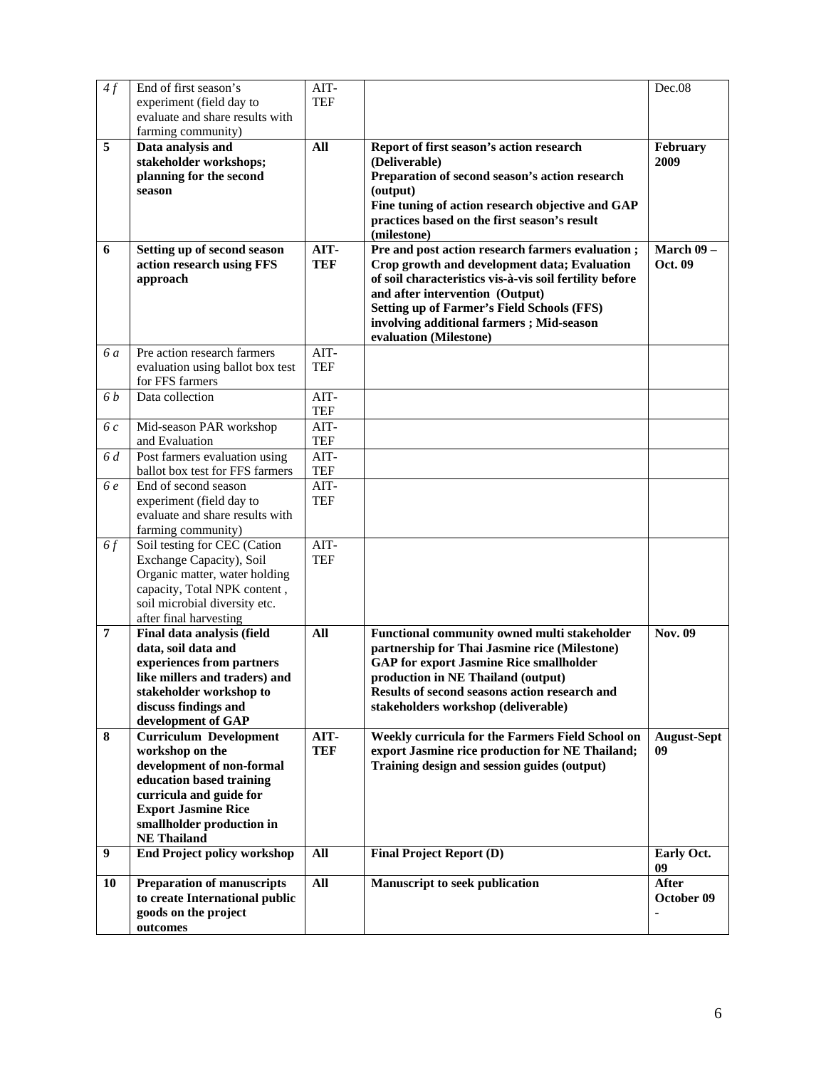| *4 f* | End of first season's experiment (field day to evaluate and share results with farming community) | AIT-TEF | | Dec.08 |
|---|---|---|---|---|
| **5** | **Data analysis and stakeholder workshops; planning for the second season** | **All** | **Report of first season's action research (Deliverable)**<br>**Preparation of second season's action research (output)**<br>**Fine tuning of action research objective and GAP practices based on the first season's result (milestone)** | **February 2009** |
| **6** | **Setting up of second season action research using FFS approach** | **AIT-TEF** | **Pre and post action research farmers evaluation ; Crop growth and development data; Evaluation of soil characteristics vis-à-vis soil fertility before and after intervention (Output)**<br>**Setting up of Farmer's Field Schools (FFS) involving additional farmers ; Mid-season evaluation (Milestone)** | **March 09 – Oct. 09** |
| *6 a* | Pre action research farmers evaluation using ballot box test for FFS farmers | AIT-TEF | | |
| *6 b* | Data collection | AIT-TEF | | |
| *6 c* | Mid-season PAR workshop and Evaluation | AIT-TEF | | |
| *6 d* | Post farmers evaluation using ballot box test for FFS farmers | AIT-TEF | | |
| *6 e* | End of second season experiment (field day to evaluate and share results with farming community) | AIT-TEF | | |
| *6 f* | Soil testing for CEC (Cation Exchange Capacity), Soil Organic matter, water holding capacity, Total NPK content , soil microbial diversity etc. after final harvesting | AIT-TEF | | |
| **7** | **Final data analysis (field data, soil data and experiences from partners like millers and traders) and stakeholder workshop to discuss findings and development of GAP** | **All** | **Functional community owned multi stakeholder partnership for Thai Jasmine rice (Milestone)**<br>**GAP for export Jasmine Rice smallholder production in NE Thailand (output)**<br>**Results of second seasons action research and stakeholders workshop (deliverable)** | **Nov. 09** |
| **8** | **Curriculum Development workshop on the development of non-formal education based training curricula and guide for Export Jasmine Rice smallholder production in NE Thailand** | **AIT-TEF** | **Weekly curricula for the Farmers Field School on export Jasmine rice production for NE Thailand; Training design and session guides (output)** | **August-Sept 09** |
| **9** | **End Project policy workshop** | **All** | **Final Project Report (D)** | **Early Oct. 09** |
| **10** | **Preparation of manuscripts to create International public goods on the project outcomes** | **All** | **Manuscript to seek publication** | **After October 09 -** |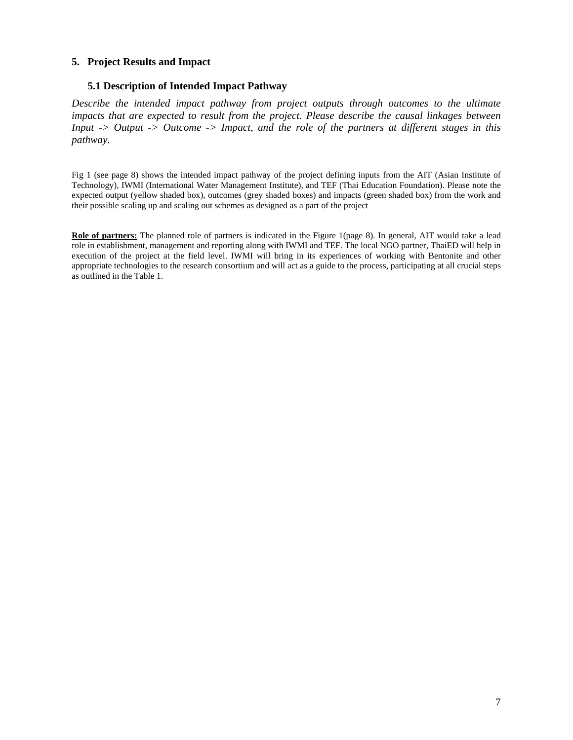## 5. Project Results and Impact

### 5.1 Description of Intended Impact Pathway

*Describe the intended impact pathway from project outputs through outcomes to the ultimate impacts that are expected to result from the project. Please describe the causal linkages between Input -> Output -> Outcome -> Impact, and the role of the partners at different stages in this pathway.*

Fig 1 (see page 8) shows the intended impact pathway of the project defining inputs from the AIT (Asian Institute of Technology), IWMI (International Water Management Institute), and TEF (Thai Education Foundation). Please note the expected output (yellow shaded box), outcomes (grey shaded boxes) and impacts (green shaded box) from the work and their possible scaling up and scaling out schemes as designed as a part of the project

**Role of partners:** The planned role of partners is indicated in the Figure 1(page 8). In general, AIT would take a lead role in establishment, management and reporting along with IWMI and TEF. The local NGO partner, ThaiED will help in execution of the project at the field level. IWMI will bring in its experiences of working with Bentonite and other appropriate technologies to the research consortium and will act as a guide to the process, participating at all crucial steps as outlined in the Table 1.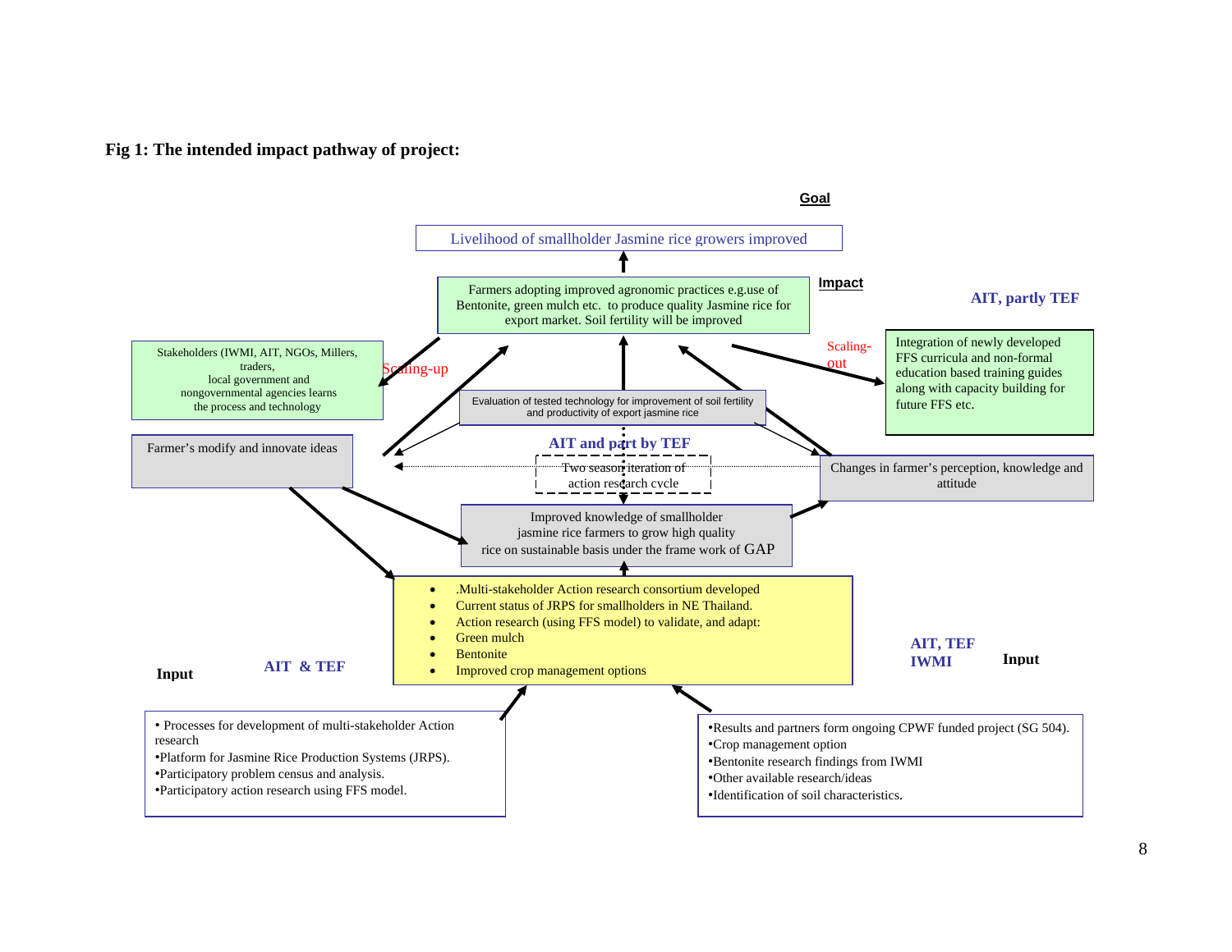**Fig 1: The intended impact pathway of project:**

**Goal**

Livelihood of smallholder Jasmine rice growers improved

**Impact**

Farmers adopting improved agronomic practices e.g.use of Bentonite, green mulch etc. to produce quality Jasmine rice for export market. Soil fertility will be improved

**AIT, partly TEF**

Stakeholders (IWMI, AIT, NGOs, Millers, traders, local government and nongovernmental agencies learns the process and technology

Scaling-up

Scaling-out

Integration of newly developed FFS curricula and non-formal education based training guides along with capacity building for future FFS etc.

Evaluation of tested technology for improvement of soil fertility and productivity of export jasmine rice

Farmer's modify and innovate ideas

**AIT and part by TEF**

Two season iteration of action research cycle

Changes in farmer's perception, knowledge and attitude

Improved knowledge of smallholder jasmine rice farmers to grow high quality rice on sustainable basis under the frame work of GAP

- .Multi-stakeholder Action research consortium developed
- Current status of JRPS for smallholders in NE Thailand.
- Action research (using FFS model) to validate, and adapt:
- Green mulch
- Bentonite
- Improved crop management options

**Input** **AIT & TEF**

**AIT, TEF IWMI** **Input**

- Processes for development of multi-stakeholder Action research
- Platform for Jasmine Rice Production Systems (JRPS).
- Participatory problem census and analysis.
- Participatory action research using FFS model.

- Results and partners form ongoing CPWF funded project (SG 504).
- Crop management option
- Bentonite research findings from IWMI
- Other available research/ideas
- Identification of soil characteristics.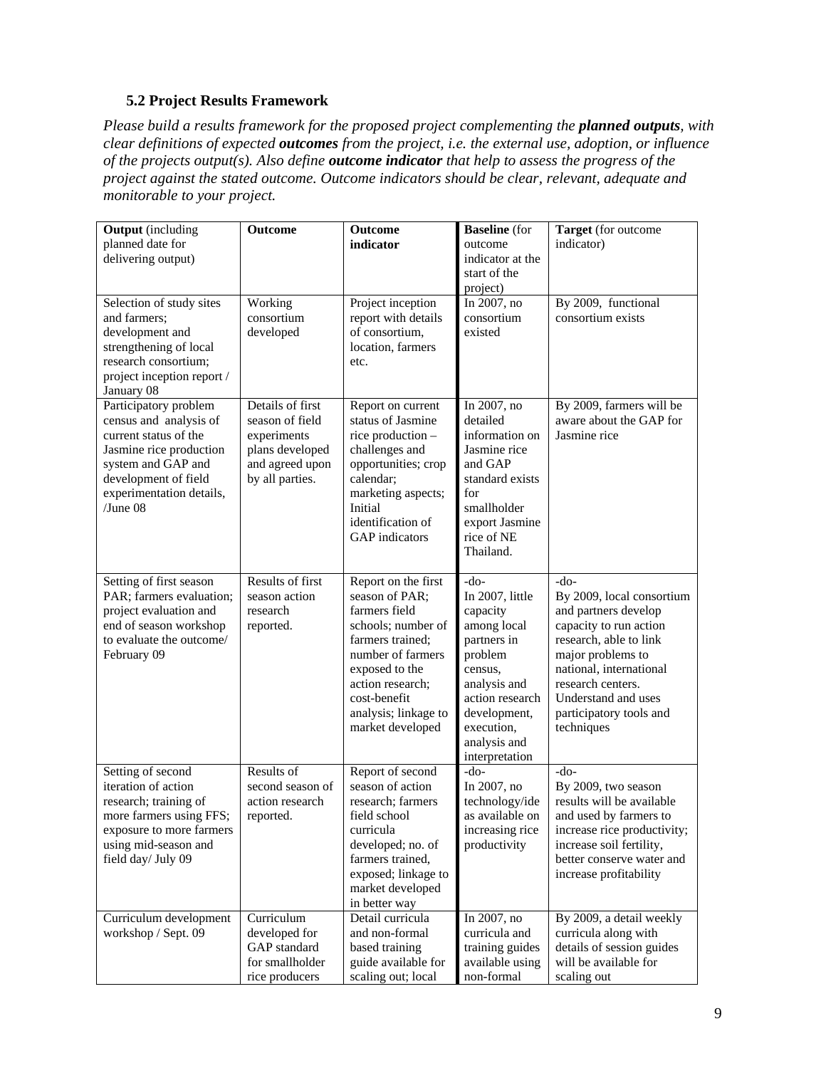### 5.2 Project Results Framework

*Please build a results framework for the proposed project complementing the **planned outputs**, with clear definitions of expected **outcomes** from the project, i.e. the external use, adoption, or influence of the projects output(s). Also define **outcome indicator** that help to assess the progress of the project against the stated outcome. Outcome indicators should be clear, relevant, adequate and monitorable to your project.*

| **Output** (including planned date for delivering output) | **Outcome** | **Outcome indicator** | **Baseline** (for outcome indicator at the start of the project) | **Target** (for outcome indicator) |
|---|---|---|---|---|
| Selection of study sites and farmers; development and strengthening of local research consortium; project inception report / January 08 | Working consortium developed | Project inception report with details of consortium, location, farmers etc. | In 2007, no consortium existed | By 2009, functional consortium exists |
| Participatory problem census and analysis of current status of the Jasmine rice production system and GAP and development of field experimentation details, /June 08 | Details of first season of field experiments plans developed and agreed upon by all parties. | Report on current status of Jasmine rice production – challenges and opportunities; crop calendar; marketing aspects; Initial identification of GAP indicators | In 2007, no detailed information on Jasmine rice and GAP standard exists for smallholder export Jasmine rice of NE Thailand. | By 2009, farmers will be aware about the GAP for Jasmine rice |
| Setting of first season PAR; farmers evaluation; project evaluation and end of season workshop to evaluate the outcome/ February 09 | Results of first season action research reported. | Report on the first season of PAR; farmers field schools; number of farmers trained; number of farmers exposed to the action research; cost-benefit analysis; linkage to market developed | -do- In 2007, little capacity among local partners in problem census, analysis and action research development, execution, analysis and interpretation | -do- By 2009, local consortium and partners develop capacity to run action research, able to link major problems to national, international research centers. Understand and uses participatory tools and techniques |
| Setting of second iteration of action research; training of more farmers using FFS; exposure to more farmers using mid-season and field day/ July 09 | Results of second season of action research reported. | Report of second season of action research; farmers field school curricula developed; no. of farmers trained, exposed; linkage to market developed in better way | -do- In 2007, no technology/ideas available on increasing rice productivity | -do- By 2009, two season results will be available and used by farmers to increase rice productivity; increase soil fertility, better conserve water and increase profitability |
| Curriculum development workshop / Sept. 09 | Curriculum developed for GAP standard for smallholder rice producers | Detail curricula and non-formal based training guide available for scaling out; local | In 2007, no curricula and training guides available using non-formal | By 2009, a detail weekly curricula along with details of session guides will be available for scaling out |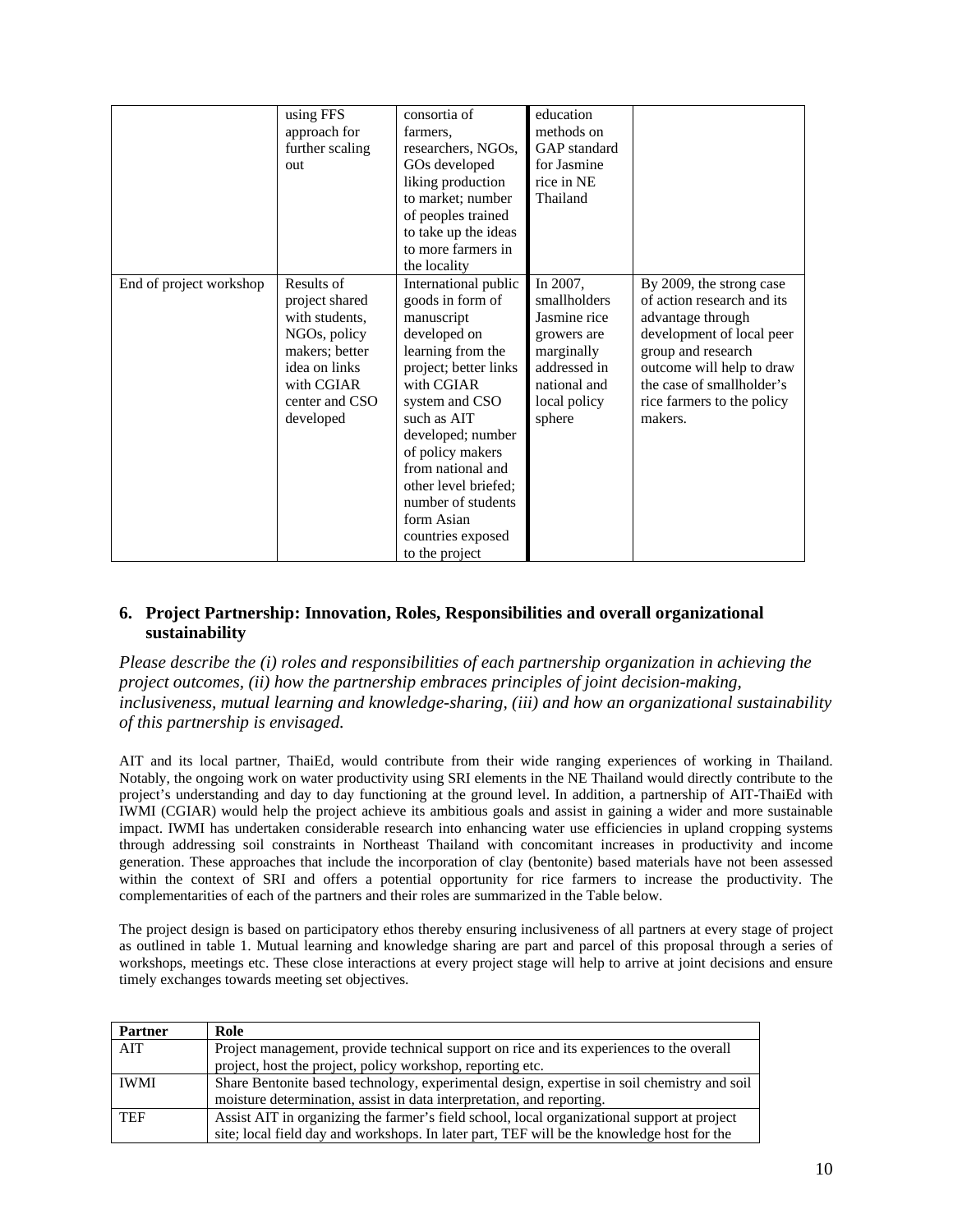| | | | | |
|---|---|---|---|---|
| | using FFS approach for further scaling out | consortia of farmers, researchers, NGOs, GOs developed liking production to market; number of peoples trained to take up the ideas to more farmers in the locality | education methods on GAP standard for Jasmine rice in NE Thailand | |
| End of project workshop | Results of project shared with students, NGOs, policy makers; better idea on links with CGIAR center and CSO developed | International public goods in form of manuscript developed on learning from the project; better links with CGIAR system and CSO such as AIT developed; number of policy makers from national and other level briefed; number of students form Asian countries exposed to the project | In 2007, smallholders Jasmine rice growers are marginally addressed in national and local policy sphere | By 2009, the strong case of action research and its advantage through development of local peer group and research outcome will help to draw the case of smallholder's rice farmers to the policy makers. |

## 6. Project Partnership: Innovation, Roles, Responsibilities and overall organizational sustainability

*Please describe the (i) roles and responsibilities of each partnership organization in achieving the project outcomes, (ii) how the partnership embraces principles of joint decision-making, inclusiveness, mutual learning and knowledge-sharing, (iii) and how an organizational sustainability of this partnership is envisaged.*

AIT and its local partner, ThaiEd, would contribute from their wide ranging experiences of working in Thailand. Notably, the ongoing work on water productivity using SRI elements in the NE Thailand would directly contribute to the project's understanding and day to day functioning at the ground level. In addition, a partnership of AIT-ThaiEd with IWMI (CGIAR) would help the project achieve its ambitious goals and assist in gaining a wider and more sustainable impact. IWMI has undertaken considerable research into enhancing water use efficiencies in upland cropping systems through addressing soil constraints in Northeast Thailand with concomitant increases in productivity and income generation. These approaches that include the incorporation of clay (bentonite) based materials have not been assessed within the context of SRI and offers a potential opportunity for rice farmers to increase the productivity. The complementarities of each of the partners and their roles are summarized in the Table below.

The project design is based on participatory ethos thereby ensuring inclusiveness of all partners at every stage of project as outlined in table 1. Mutual learning and knowledge sharing are part and parcel of this proposal through a series of workshops, meetings etc. These close interactions at every project stage will help to arrive at joint decisions and ensure timely exchanges towards meeting set objectives.

| Partner | Role |
|---|---|
| AIT | Project management, provide technical support on rice and its experiences to the overall project, host the project, policy workshop, reporting etc. |
| IWMI | Share Bentonite based technology, experimental design, expertise in soil chemistry and soil moisture determination, assist in data interpretation, and reporting. |
| TEF | Assist AIT in organizing the farmer's field school, local organizational support at project site; local field day and workshops. In later part, TEF will be the knowledge host for the |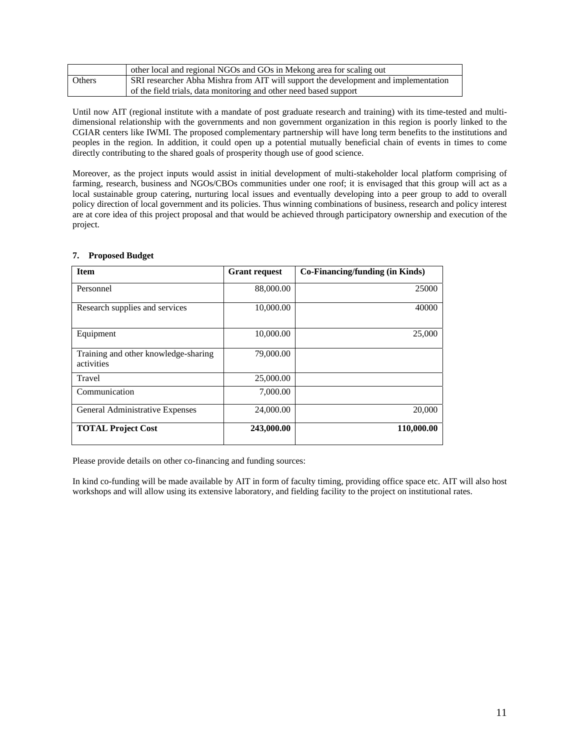|  | other local and regional NGOs and GOs in Mekong area for scaling out |
| --- | --- |
| Others | SRI researcher Abha Mishra from AIT will support the development and implementation of the field trials, data monitoring and other need based support |

Until now AIT (regional institute with a mandate of post graduate research and training) with its time-tested and multi-dimensional relationship with the governments and non government organization in this region is poorly linked to the CGIAR centers like IWMI. The proposed complementary partnership will have long term benefits to the institutions and peoples in the region. In addition, it could open up a potential mutually beneficial chain of events in times to come directly contributing to the shared goals of prosperity though use of good science.

Moreover, as the project inputs would assist in initial development of multi-stakeholder local platform comprising of farming, research, business and NGOs/CBOs communities under one roof; it is envisaged that this group will act as a local sustainable group catering, nurturing local issues and eventually developing into a peer group to add to overall policy direction of local government and its policies. Thus winning combinations of business, research and policy interest are at core idea of this project proposal and that would be achieved through participatory ownership and execution of the project.

## 7. Proposed Budget

| Item | Grant request | Co-Financing/funding (in Kinds) |
| --- | ---: | ---: |
| Personnel | 88,000.00 | 25000 |
| Research supplies and services | 10,000.00 | 40000 |
| Equipment | 10,000.00 | 25,000 |
| Training and other knowledge-sharing activities | 79,000.00 |  |
| Travel | 25,000.00 |  |
| Communication | 7,000.00 |  |
| General Administrative Expenses | 24,000.00 | 20,000 |
| **TOTAL Project Cost** | **243,000.00** | **110,000.00** |

Please provide details on other co-financing and funding sources:

In kind co-funding will be made available by AIT in form of faculty timing, providing office space etc. AIT will also host workshops and will allow using its extensive laboratory, and fielding facility to the project on institutional rates.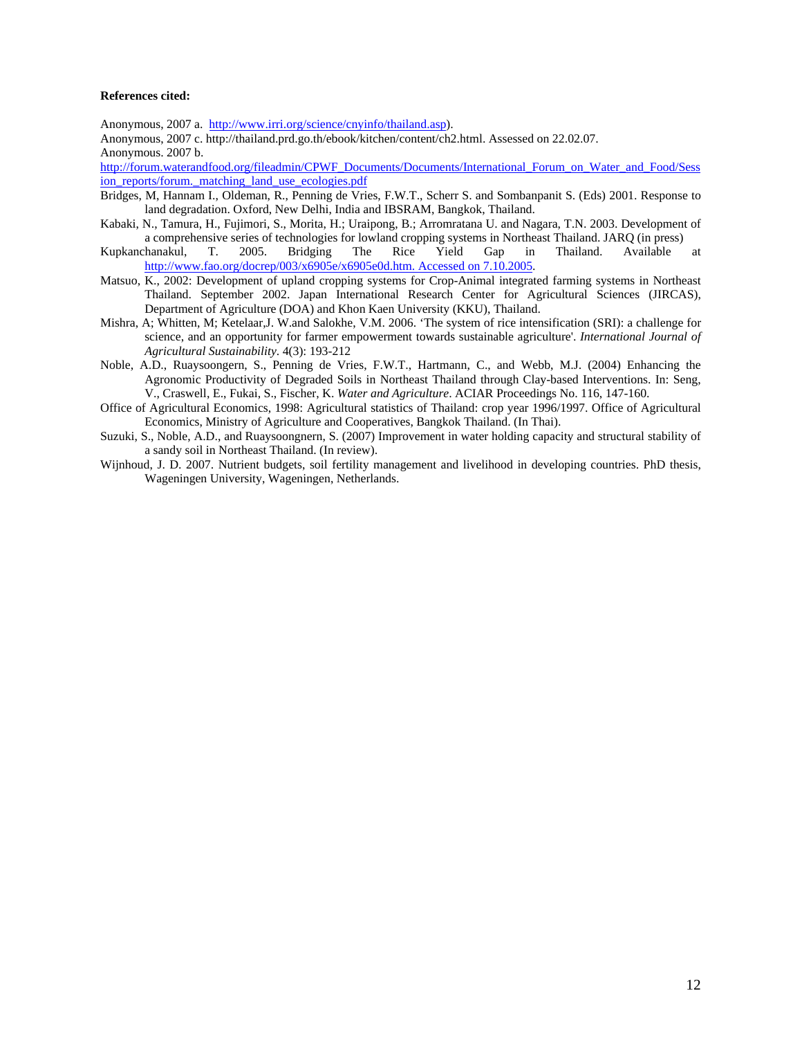**References cited:**

Anonymous, 2007 a. http://www.irri.org/science/cnyinfo/thailand.asp).

Anonymous, 2007 c. http://thailand.prd.go.th/ebook/kitchen/content/ch2.html. Assessed on 22.02.07.

Anonymous. 2007 b. http://forum.waterandfood.org/fileadmin/CPWF_Documents/Documents/International_Forum_on_Water_and_Food/Session_reports/forum._matching_land_use_ecologies.pdf

Bridges, M, Hannam I., Oldeman, R., Penning de Vries, F.W.T., Scherr S. and Sombanpanit S. (Eds) 2001. Response to land degradation. Oxford, New Delhi, India and IBSRAM, Bangkok, Thailand.

Kabaki, N., Tamura, H., Fujimori, S., Morita, H.; Uraipong, B.; Arromratana U. and Nagara, T.N. 2003. Development of a comprehensive series of technologies for lowland cropping systems in Northeast Thailand. JARQ (in press)

Kupkanchanakul, T. 2005. Bridging The Rice Yield Gap in Thailand. Available at http://www.fao.org/docrep/003/x6905e/x6905e0d.htm. Accessed on 7.10.2005.

Matsuo, K., 2002: Development of upland cropping systems for Crop-Animal integrated farming systems in Northeast Thailand. September 2002. Japan International Research Center for Agricultural Sciences (JIRCAS), Department of Agriculture (DOA) and Khon Kaen University (KKU), Thailand.

Mishra, A; Whitten, M; Ketelaar,J. W.and Salokhe, V.M. 2006. 'The system of rice intensification (SRI): a challenge for science, and an opportunity for farmer empowerment towards sustainable agriculture'. *International Journal of Agricultural Sustainability*. 4(3): 193-212

Noble, A.D., Ruaysoongern, S., Penning de Vries, F.W.T., Hartmann, C., and Webb, M.J. (2004) Enhancing the Agronomic Productivity of Degraded Soils in Northeast Thailand through Clay-based Interventions. In: Seng, V., Craswell, E., Fukai, S., Fischer, K. *Water and Agriculture*. ACIAR Proceedings No. 116, 147-160.

Office of Agricultural Economics, 1998: Agricultural statistics of Thailand: crop year 1996/1997. Office of Agricultural Economics, Ministry of Agriculture and Cooperatives, Bangkok Thailand. (In Thai).

Suzuki, S., Noble, A.D., and Ruaysoongnern, S. (2007) Improvement in water holding capacity and structural stability of a sandy soil in Northeast Thailand. (In review).

Wijnhoud, J. D. 2007. Nutrient budgets, soil fertility management and livelihood in developing countries. PhD thesis, Wageningen University, Wageningen, Netherlands.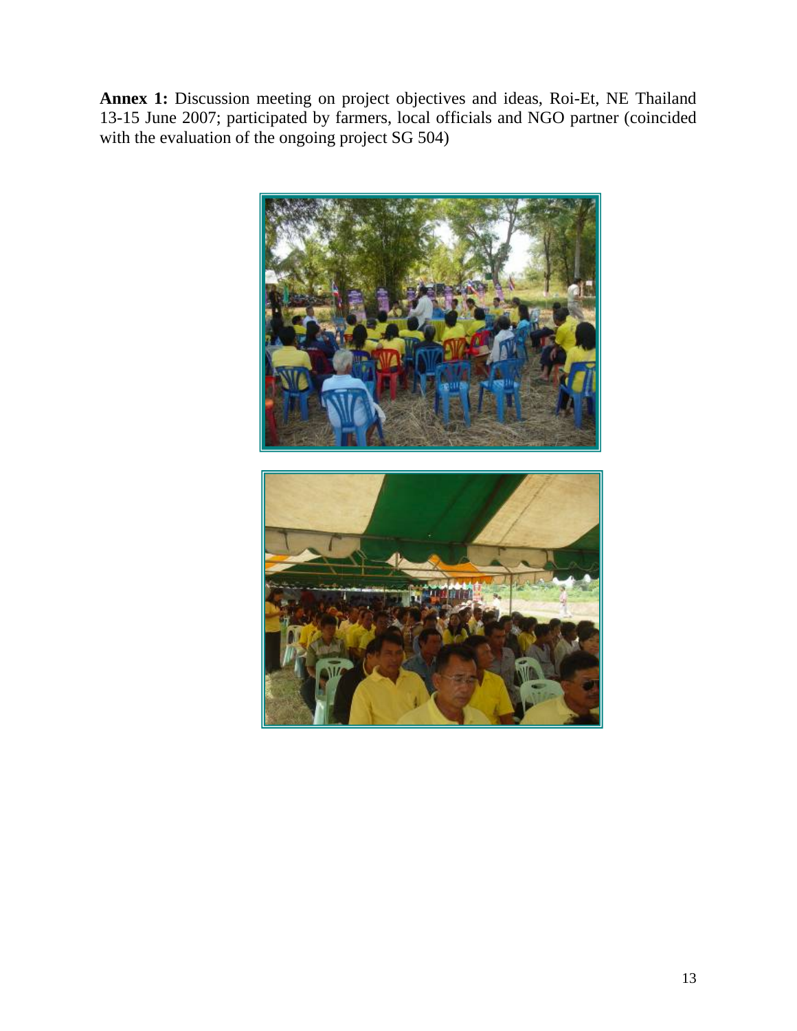**Annex 1:** Discussion meeting on project objectives and ideas, Roi-Et, NE Thailand 13-15 June 2007; participated by farmers, local officials and NGO partner (coincided with the evaluation of the ongoing project SG 504)